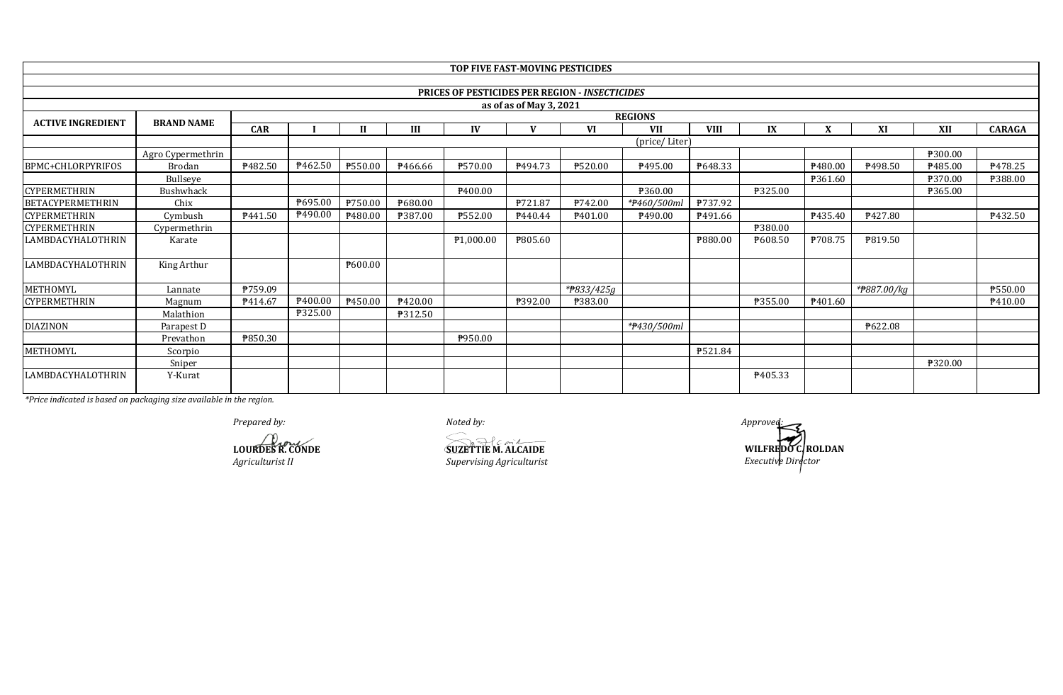## TOP FIVE FAST-MOVING PESTICIDES

### PRICES OF PESTICIDES PER REGION - *INSECTICIDES*

**as of as of May 3, 2021**

| ACTIVE INGREDIENT | BRAND NAME | REGIONS | | | | | | | | | | | | | |
|---|---|---|---|---|---|---|---|---|---|---|---|---|---|---|---|
| | | CAR | I | II | III | IV | V | VI | VII | VIII | IX | X | XI | XII | CARAGA |
| | | (price/ Liter) | | | | | | | | | | | | | |
| | Agro Cypermethrin | | | | | | | | | | | | | ₱300.00 | |
| BPMC+CHLORPYRIFOS | Brodan | ₱482.50 | ₱462.50 | ₱550.00 | ₱466.66 | ₱570.00 | ₱494.73 | ₱520.00 | ₱495.00 | ₱648.33 | | ₱480.00 | ₱498.50 | ₱485.00 | ₱478.25 |
| | Bullseye | | | | | | | | | | | ₱361.60 | | ₱370.00 | ₱388.00 |
| CYPERMETHRIN | Bushwhack | | | | | ₱400.00 | | | ₱360.00 | | ₱325.00 | | | ₱365.00 | |
| BETACYPERMETHRIN | Chix | | ₱695.00 | ₱750.00 | ₱680.00 | | ₱721.87 | ₱742.00 | *₱460/500ml* | ₱737.92 | | | | | |
| CYPERMETHRIN | Cymbush | ₱441.50 | ₱490.00 | ₱480.00 | ₱387.00 | ₱552.00 | ₱440.44 | ₱401.00 | ₱490.00 | ₱491.66 | | ₱435.40 | ₱427.80 | | ₱432.50 |
| CYPERMETHRIN | Cypermethrin | | | | | | | | | | ₱380.00 | | | | |
| LAMBDACYHALOTHRIN | Karate | | | | | ₱1,000.00 | ₱805.60 | | | ₱880.00 | ₱608.50 | ₱708.75 | ₱819.50 | | |
| LAMBDACYHALOTHRIN | King Arthur | | | ₱600.00 | | | | | | | | | | | |
| METHOMYL | Lannate | ₱759.09 | | | | | | *₱833/425g* | | | | | *₱887.00/kg* | | ₱550.00 |
| CYPERMETHRIN | Magnum | ₱414.67 | ₱400.00 | ₱450.00 | ₱420.00 | | ₱392.00 | ₱383.00 | | | ₱355.00 | ₱401.60 | | | ₱410.00 |
| | Malathion | | ₱325.00 | | ₱312.50 | | | | | | | | | | |
| DIAZINON | Parapest D | | | | | | | | *₱430/500ml* | | | | ₱622.08 | | |
| | Prevathon | ₱850.30 | | | | ₱950.00 | | | | | | | | | |
| METHOMYL | Scorpio | | | | | | | | | ₱521.84 | | | | | |
| | Sniper | | | | | | | | | | | | | ₱320.00 | |
| LAMBDACYHALOTHRIN | Y-Kurat | | | | | | | | | | ₱405.33 | | | | |

*\*Price indicated is based on packaging size available in the region.*

*Prepared by:*

**LOURDES R. CONDE**
*Agriculturist II*

*Noted by:*

**SUZETTIE M. ALCAIDE**
*Supervising Agriculturist*

*Approved:*

**WILFREDO C. ROLDAN**
*Executive Director*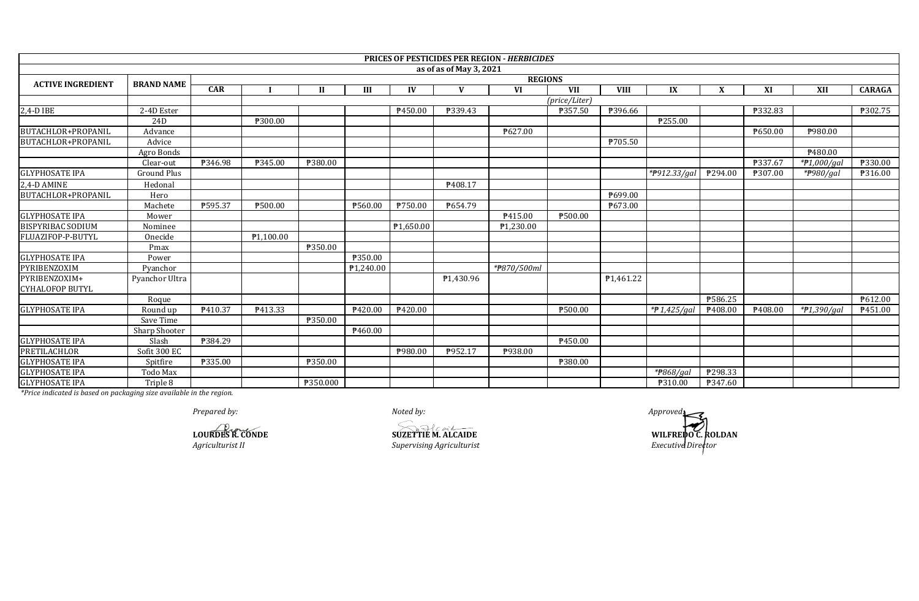| PRICES OF PESTICIDES PER REGION - *HERBICIDES* | | | | | | | | | | | | | | | | |
|---|---|---|---|---|---|---|---|---|---|---|---|---|---|---|---|---|
| as of as of May 3, 2021 | | | | | | | | | | | | | | | | |
| ACTIVE INGREDIENT | BRAND NAME | REGIONS | | | | | | | | | | | | | | |
| | | CAR | I | II | III | IV | V | VI | VII | VIII | IX | X | XI | XII | CARAGA |
| | | | *(price/Liter)* | | | | | | | | | | | | |
| 2,4-D IBE | 2-4D Ester | | | | | ₱450.00 | ₱339.43 | | ₱357.50 | ₱396.66 | | | ₱332.83 | | ₱302.75 |
| | 24D | | ₱300.00 | | | | | | | | ₱255.00 | | | | |
| BUTACHLOR+PROPANIL | Advance | | | | | | | ₱627.00 | | | | | ₱650.00 | ₱980.00 | |
| BUTACHLOR+PROPANIL | Advice | | | | | | | | | ₱705.50 | | | | | |
| | Agro Bonds | | | | | | | | | | | | | ₱480.00 | |
| | Clear-out | ₱346.98 | ₱345.00 | ₱380.00 | | | | | | | | | ₱337.67 | *₱1,000/gal* | ₱330.00 |
| GLYPHOSATE IPA | Ground Plus | | | | | | | | | | *₱912.33/gal* | ₱294.00 | ₱307.00 | *₱980/gal* | ₱316.00 |
| 2,4-D AMINE | Hedonal | | | | | | ₱408.17 | | | | | | | | |
| BUTACHLOR+PROPANIL | Hero | | | | | | | | | ₱699.00 | | | | | |
| | Machete | ₱595.37 | ₱500.00 | | ₱560.00 | ₱750.00 | ₱654.79 | | | ₱673.00 | | | | | |
| GLYPHOSATE IPA | Mower | | | | | | | ₱415.00 | ₱500.00 | | | | | | |
| BISPYRIBAC SODIUM | Nominee | | | | | ₱1,650.00 | | ₱1,230.00 | | | | | | | |
| FLUAZIFOP-P-BUTYL | Onecide | | ₱1,100.00 | | | | | | | | | | | | |
| | Pmax | | | ₱350.00 | | | | | | | | | | | |
| GLYPHOSATE IPA | Power | | | | ₱350.00 | | | | | | | | | | |
| PYRIBENZOXIM | Pyanchor | | | | ₱1,240.00 | | | *₱870/500ml* | | | | | | | |
| PYRIBENZOXIM+ CYHALOFOP BUTYL | Pyanchor Ultra | | | | | | ₱1,430.96 | | | ₱1,461.22 | | | | | |
| | Roque | | | | | | | | | | | ₱586.25 | | | ₱612.00 |
| GLYPHOSATE IPA | Round up | ₱410.37 | ₱413.33 | | ₱420.00 | ₱420.00 | | | ₱500.00 | | *₱1,425/gal* | ₱408.00 | ₱408.00 | *₱1,390/gal* | ₱451.00 |
| | Save Time | | | ₱350.00 | | | | | | | | | | | |
| | Sharp Shooter | | | | ₱460.00 | | | | | | | | | | |
| GLYPHOSATE IPA | Slash | ₱384.29 | | | | | | | ₱450.00 | | | | | | |
| PRETILACHLOR | Sofit 300 EC | | | | | ₱980.00 | ₱952.17 | ₱938.00 | | | | | | | |
| GLYPHOSATE IPA | Spitfire | ₱335.00 | | ₱350.00 | | | | | ₱380.00 | | | | | | |
| GLYPHOSATE IPA | Todo Max | | | | | | | | | | *₱868/gal* | ₱298.33 | | | |
| GLYPHOSATE IPA | Triple 8 | | | ₱350.000 | | | | | | | ₱310.00 | ₱347.60 | | | |

*\*Price indicated is based on packaging size available in the region.*

*Prepared by:*

**LOURDES R. CONDE**
*Agriculturist II*

*Noted by:*

**SUZETTIE M. ALCAIDE**
*Supervising Agriculturist*

*Approved:*

**WILFREDO C. ROLDAN**
*Executive Director*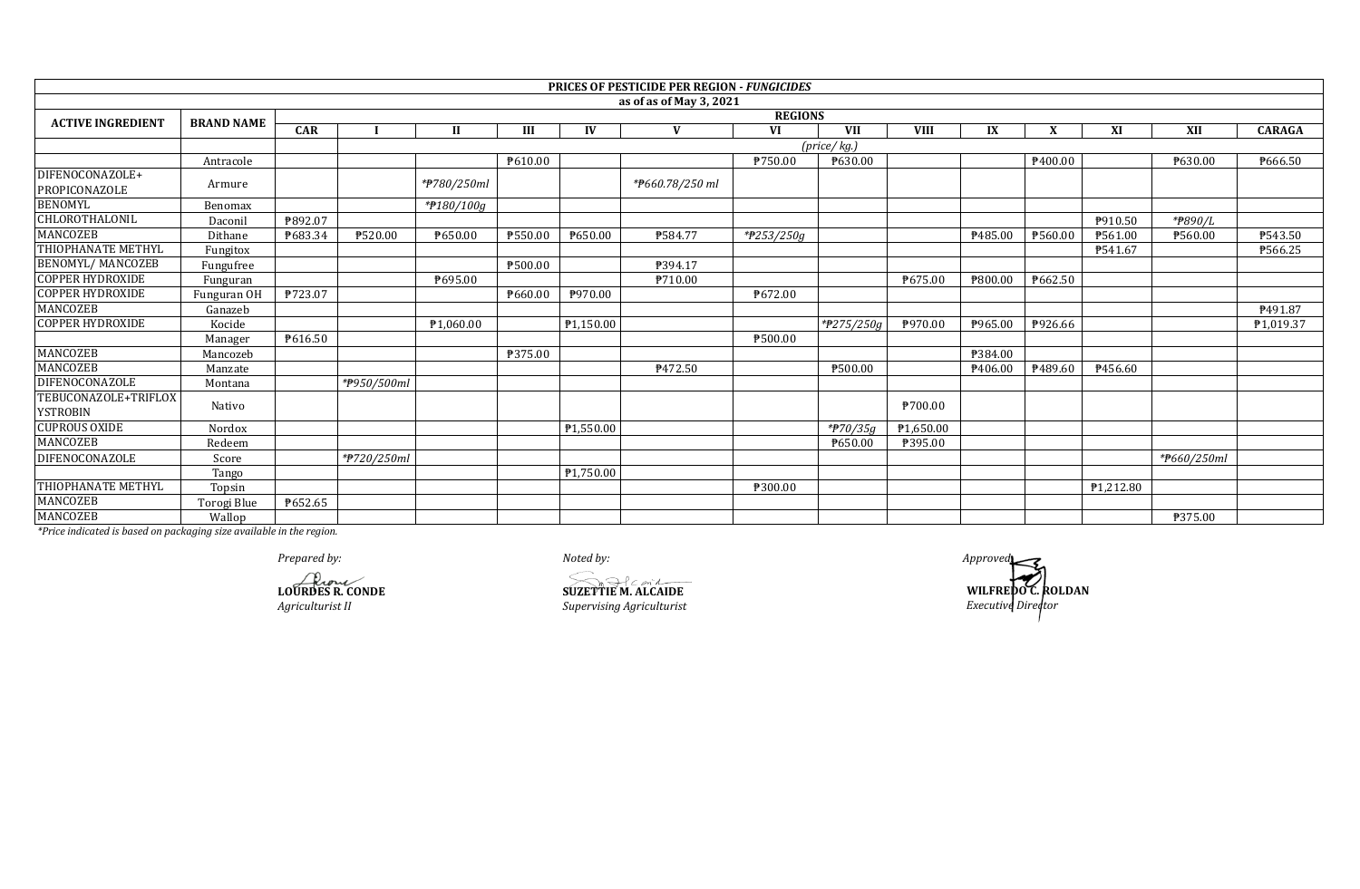**PRICES OF PESTICIDE PER REGION - *FUNGICIDES***

**as of as of May 3, 2021**

| ACTIVE INGREDIENT | BRAND NAME | REGIONS | | | | | | | | | | | | | | |
|---|---|---|---|---|---|---|---|---|---|---|---|---|---|---|---|---|
| | | CAR | I | II | III | IV | V | VI | VII | VIII | IX | X | XI | XII | CARAGA |
| | | *(price/ kg.)* | | | | | | | | | | | | | |
| | Antracole | | | | ₱610.00 | | | ₱750.00 | ₱630.00 | | | ₱400.00 | | ₱630.00 | ₱666.50 |
| DIFENOCONAZOLE+ PROPICONAZOLE | Armure | | | *₱780/250ml | | | *₱660.78/250 ml | | | | | | | | |
| BENOMYL | Benomax | | | *₱180/100g | | | | | | | | | | | |
| CHLOROTHALONIL | Daconil | ₱892.07 | | | | | | | | | | | ₱910.50 | *₱890/L | |
| MANCOZEB | Dithane | ₱683.34 | ₱520.00 | ₱650.00 | ₱550.00 | ₱650.00 | ₱584.77 | *₱253/250g | | | ₱485.00 | ₱560.00 | ₱561.00 | ₱560.00 | ₱543.50 |
| THIOPHANATE METHYL | Fungitox | | | | | | | | | | | | ₱541.67 | | ₱566.25 |
| BENOMYL/ MANCOZEB | Fungufree | | | | ₱500.00 | | ₱394.17 | | | | | | | | |
| COPPER HYDROXIDE | Funguran | | | ₱695.00 | | | ₱710.00 | | | ₱675.00 | ₱800.00 | ₱662.50 | | | |
| COPPER HYDROXIDE | Funguran OH | ₱723.07 | | | ₱660.00 | ₱970.00 | | ₱672.00 | | | | | | | |
| MANCOZEB | Ganazeb | | | | | | | | | | | | | | ₱491.87 |
| COPPER HYDROXIDE | Kocide | | | ₱1,060.00 | | ₱1,150.00 | | | *₱275/250g | ₱970.00 | ₱965.00 | ₱926.66 | | | ₱1,019.37 |
| | Manager | ₱616.50 | | | | | | ₱500.00 | | | | | | | |
| MANCOZEB | Mancozeb | | | | ₱375.00 | | | | | | ₱384.00 | | | | |
| MANCOZEB | Manzate | | | | | | ₱472.50 | | ₱500.00 | | ₱406.00 | ₱489.60 | ₱456.60 | | |
| DIFENOCONAZOLE | Montana | | *₱950/500ml | | | | | | | | | | | | |
| TEBUCONAZOLE+TRIFLOXYSTROBIN | Nativo | | | | | | | | | ₱700.00 | | | | | |
| CUPROUS OXIDE | Nordox | | | | | ₱1,550.00 | | | *₱70/35g | ₱1,650.00 | | | | | |
| MANCOZEB | Redeem | | | | | | | | ₱650.00 | ₱395.00 | | | | | |
| DIFENOCONAZOLE | Score | | *₱720/250ml | | | | | | | | | | | *₱660/250ml | |
| | Tango | | | | | ₱1,750.00 | | | | | | | | | |
| THIOPHANATE METHYL | Topsin | | | | | | | ₱300.00 | | | | | ₱1,212.80 | | |
| MANCOZEB | Torogi Blue | ₱652.65 | | | | | | | | | | | | | |
| MANCOZEB | Wallop | | | | | | | | | | | | | ₱375.00 | |

*Price indicated is based on packaging size available in the region.*

*Prepared by:*

**LOURDES R. CONDE**
*Agriculturist II*

*Noted by:*

**SUZETTIE M. ALCAIDE**
*Supervising Agriculturist*

*Approved:*

**WILFREDO C. ROLDAN**
*Executive Director*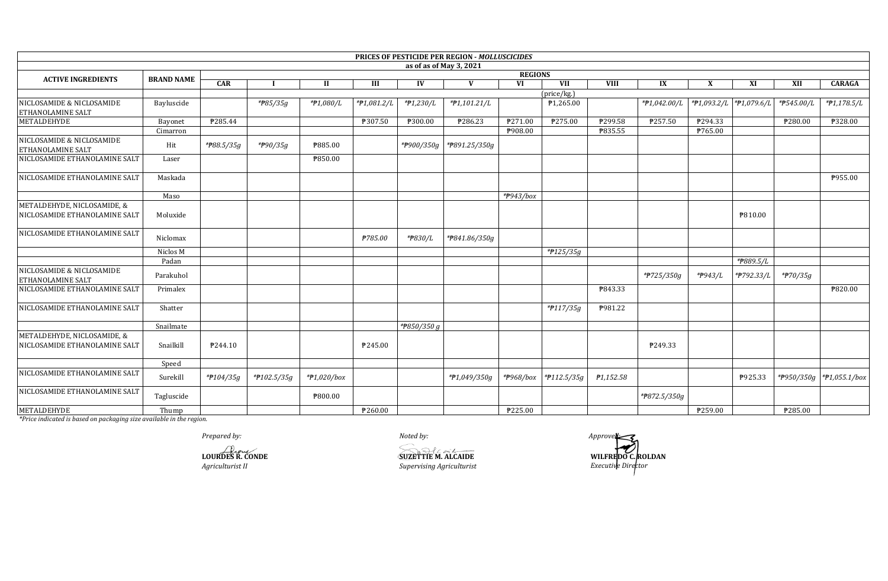**PRICES OF PESTICIDE PER REGION - *MOLLUSCICIDES***

**as of as of May 3, 2021**

| ACTIVE INGREDIENTS | BRAND NAME | REGIONS | | | | | | | | | | | | | |
|---|---|---|---|---|---|---|---|---|---|---|---|---|---|---|---|
| | | CAR | I | II | III | IV | V | VI | VII | VIII | IX | X | XI | XII | CARAGA |
| | | | | | | | | (price/kg.) | | | | | | | |
| NICLOSAMIDE & NICLOSAMIDE ETHANOLAMINE SALT | Bayluscide | | *₱85/35g | *₱1,080/L | *₱1,081.2/L | *₱1,230/L | *₱1,101.21/L | | ₱1,265.00 | | *₱1,042.00/L | *₱1,093.2/L | *₱1,079.6/L | *₱545.00/L | *₱1,178.5/L |
| METALDEHYDE | Bayonet | ₱285.44 | | | ₱307.50 | ₱300.00 | ₱286.23 | ₱271.00 | ₱275.00 | ₱299.58 | ₱257.50 | ₱294.33 | | ₱280.00 | ₱328.00 |
| | Cimarron | | | | | | | ₱908.00 | | ₱835.55 | | ₱765.00 | | | |
| NICLOSAMIDE & NICLOSAMIDE ETHANOLAMINE SALT | Hit | *₱88.5/35g | *₱90/35g | ₱885.00 | | *₱900/350g | *₱891.25/350g | | | | | | | | |
| NICLOSAMIDE ETHANOLAMINE SALT | Laser | | | ₱850.00 | | | | | | | | | | | |
| NICLOSAMIDE ETHANOLAMINE SALT | Maskada | | | | | | | | | | | | | | ₱955.00 |
| | Maso | | | | | | | *₱943/box | | | | | | | |
| METALDEHYDE, NICLOSAMIDE, & NICLOSAMIDE ETHANOLAMINE SALT | Moluxide | | | | | | | | | | | | ₱810.00 | | |
| NICLOSAMIDE ETHANOLAMINE SALT | Niclomax | | | | ₱785.00 | *₱830/L | *₱841.86/350g | | | | | | | | |
| | Niclos M | | | | | | | | *₱125/35g | | | | | | |
| | Padan | | | | | | | | | | | | *₱889.5/L | | |
| NICLOSAMIDE & NICLOSAMIDE ETHANOLAMINE SALT | Parakuhol | | | | | | | | | | *₱725/350g | *₱943/L | *₱792.33/L | *₱70/35g | |
| NICLOSAMIDE ETHANOLAMINE SALT | Primalex | | | | | | | | | ₱843.33 | | | | | ₱820.00 |
| NICLOSAMIDE ETHANOLAMINE SALT | Shatter | | | | | | | | *₱117/35g | ₱981.22 | | | | | |
| | Snailmate | | | | | *₱850/350 g | | | | | | | | | |
| METALDEHYDE, NICLOSAMIDE, & NICLOSAMIDE ETHANOLAMINE SALT | Snailkill | ₱244.10 | | | ₱245.00 | | | | | | ₱249.33 | | | | |
| | Speed | | | | | | | | | | | | | | |
| NICLOSAMIDE ETHANOLAMINE SALT | Surekill | *₱104/35g | *₱102.5/35g | *₱1,020/box | | | *₱1,049/350g | *₱968/box | *₱112.5/35g | ₱1,152.58 | | | ₱925.33 | *₱950/350g | *₱1,055.1/box |
| NICLOSAMIDE ETHANOLAMINE SALT | Tagluscide | | | ₱800.00 | | | | | | | *₱872.5/350g | | | | |
| METALDEHYDE | Thump | | | | ₱260.00 | | | ₱225.00 | | | | ₱259.00 | | ₱285.00 | |

*\*Price indicated is based on packaging size available in the region.*

*Prepared by:*

**LOURDES R. CONDE**
*Agriculturist II*

*Noted by:*

**SUZETTIE M. ALCAIDE**
*Supervising Agriculturist*

*Approved:*

**WILFREDO C. ROLDAN**
*Executive Director*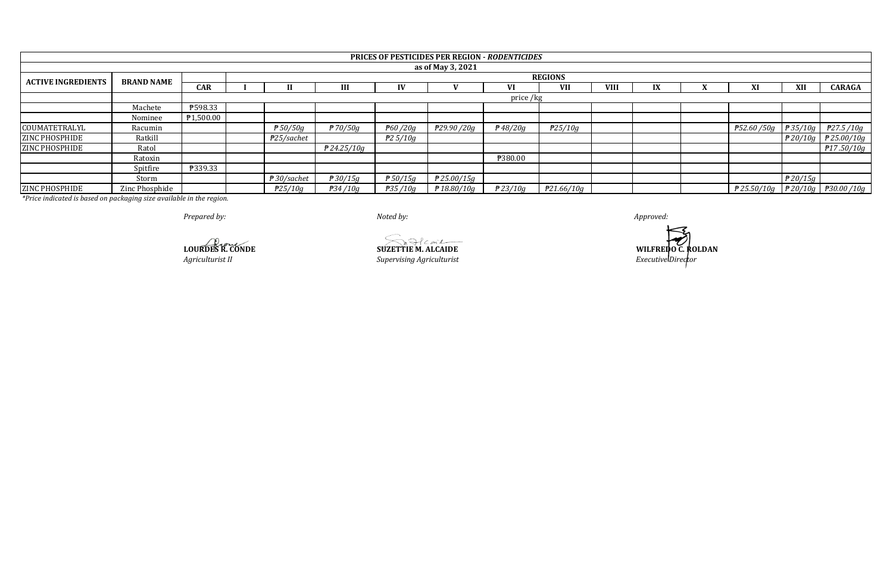| PRICES OF PESTICIDES PER REGION - *RODENTICIDES* | | | | | | | | | | | | | | | | |
|---|---|---|---|---|---|---|---|---|---|---|---|---|---|---|---|---|
| as of May 3, 2021 | | | | | | | | | | | | | | | | |
| **ACTIVE INGREDIENTS** | **BRAND NAME** | | **REGIONS** | | | | | | | | | | | | | |
| | | **CAR** | **I** | **II** | **III** | **IV** | **V** | **VI** | **VII** | **VIII** | **IX** | **X** | **XI** | **XII** | **CARAGA** |
| | | price /kg | | | | | | | | | | | | | |
| | Machete | ₱598.33 | | | | | | | | | | | | | |
| | Nominee | ₱1,500.00 | | | | | | | | | | | | | |
| COUMATETRALYL | Racumin | | | *₱ 50/50g* | *₱ 70/50g* | *₱60 /20g* | *₱29.90 /20g* | *₱ 48/20g* | *₱25/10g* | | | | *₱52.60 /50g* | *₱ 35/10g* | *₱27.5 /10g* |
| ZINC PHOSPHIDE | Ratkill | | | *₱25/sachet* | | *₱2 5/10g* | | | | | | | | *₱ 20/10g* | *₱ 25.00/10g* |
| ZINC PHOSPHIDE | Ratol | | | | *₱ 24.25/10g* | | | | | | | | | | *₱17 .50/10g* |
| | Ratoxin | | | | | | | ₱380.00 | | | | | | | |
| | Spitfire | ₱339.33 | | | | | | | | | | | | | |
| | Storm | | | *₱ 30/sachet* | *₱ 30/15g* | *₱ 50/15g* | *₱ 25.00/15g* | | | | | | | *₱ 20/15g* | |
| ZINC PHOSPHIDE | Zinc Phosphide | | | *₱25/10g* | *₱34 /10g* | *₱35 /10g* | *₱ 18.80/10g* | *₱ 23/10g* | *₱21.66/10g* | | | | *₱ 25.50/10g* | *₱ 20/10g* | *₱30.00 /10g* |

*\*Price indicated is based on packaging size available in the region.*

*Prepared by:*

**LOURDES R. CONDE**
*Agriculturist II*

*Noted by:*

**SUZETTIE M. ALCAIDE**
*Supervising Agriculturist*

*Approved:*

**WILFREDO C. ROLDAN**
*Executive Director*